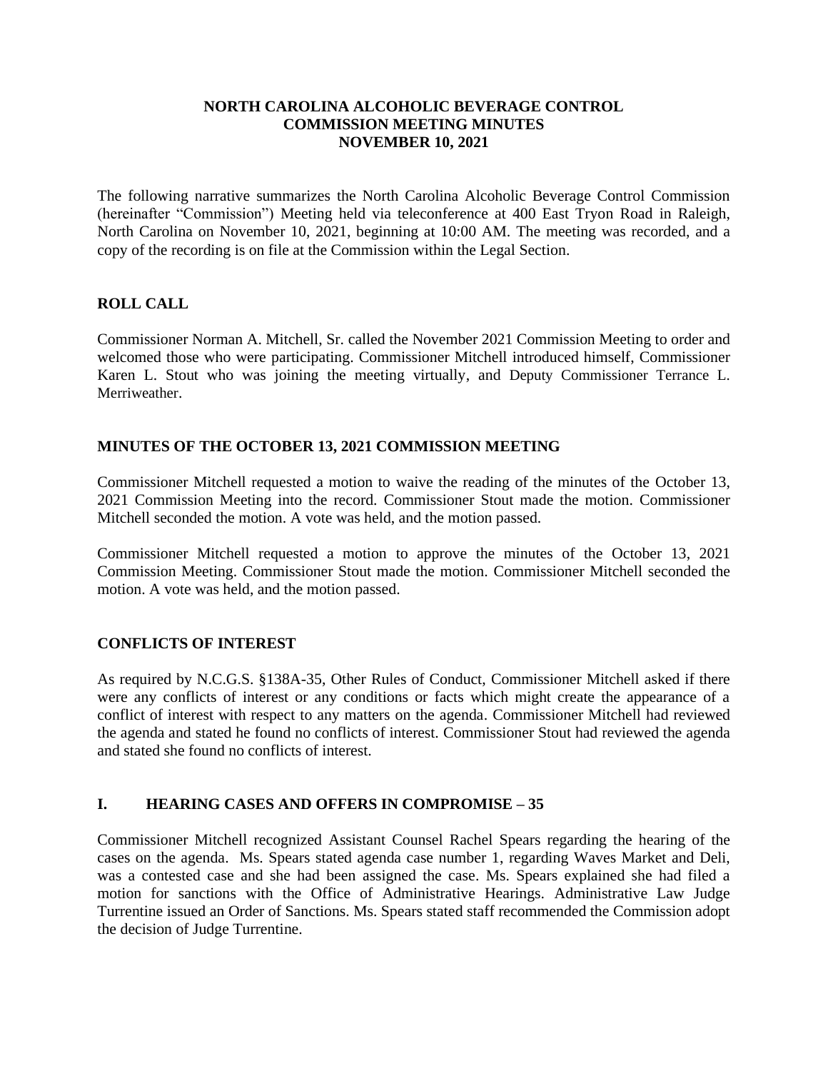**NORTH CAROLINA ALCOHOLIC BEVERAGE CONTROL COMMISSION MEETING MINUTES NOVEMBER 10, 2021**

The following narrative summarizes the North Carolina Alcoholic Beverage Control Commission (hereinafter "Commission") Meeting held via teleconference at 400 East Tryon Road in Raleigh, North Carolina on November 10, 2021, beginning at 10:00 AM. The meeting was recorded, and a copy of the recording is on file at the Commission within the Legal Section.

## ROLL CALL

Commissioner Norman A. Mitchell, Sr. called the November 2021 Commission Meeting to order and welcomed those who were participating. Commissioner Mitchell introduced himself, Commissioner Karen L. Stout who was joining the meeting virtually, and Deputy Commissioner Terrance L. Merriweather.

## MINUTES OF THE OCTOBER 13, 2021 COMMISSION MEETING

Commissioner Mitchell requested a motion to waive the reading of the minutes of the October 13, 2021 Commission Meeting into the record. Commissioner Stout made the motion. Commissioner Mitchell seconded the motion. A vote was held, and the motion passed.

Commissioner Mitchell requested a motion to approve the minutes of the October 13, 2021 Commission Meeting. Commissioner Stout made the motion. Commissioner Mitchell seconded the motion. A vote was held, and the motion passed.

## CONFLICTS OF INTEREST

As required by N.C.G.S. §138A-35, Other Rules of Conduct, Commissioner Mitchell asked if there were any conflicts of interest or any conditions or facts which might create the appearance of a conflict of interest with respect to any matters on the agenda. Commissioner Mitchell had reviewed the agenda and stated he found no conflicts of interest. Commissioner Stout had reviewed the agenda and stated she found no conflicts of interest.

## I. HEARING CASES AND OFFERS IN COMPROMISE – 35

Commissioner Mitchell recognized Assistant Counsel Rachel Spears regarding the hearing of the cases on the agenda. Ms. Spears stated agenda case number 1, regarding Waves Market and Deli, was a contested case and she had been assigned the case. Ms. Spears explained she had filed a motion for sanctions with the Office of Administrative Hearings. Administrative Law Judge Turrentine issued an Order of Sanctions. Ms. Spears stated staff recommended the Commission adopt the decision of Judge Turrentine.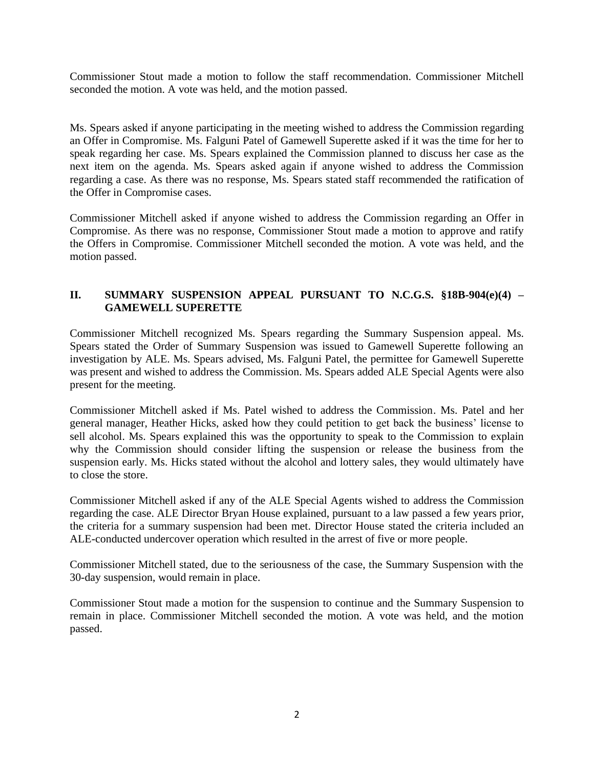Commissioner Stout made a motion to follow the staff recommendation. Commissioner Mitchell seconded the motion. A vote was held, and the motion passed.

Ms. Spears asked if anyone participating in the meeting wished to address the Commission regarding an Offer in Compromise. Ms. Falguni Patel of Gamewell Superette asked if it was the time for her to speak regarding her case. Ms. Spears explained the Commission planned to discuss her case as the next item on the agenda. Ms. Spears asked again if anyone wished to address the Commission regarding a case. As there was no response, Ms. Spears stated staff recommended the ratification of the Offer in Compromise cases.

Commissioner Mitchell asked if anyone wished to address the Commission regarding an Offer in Compromise. As there was no response, Commissioner Stout made a motion to approve and ratify the Offers in Compromise. Commissioner Mitchell seconded the motion. A vote was held, and the motion passed.

## II. SUMMARY SUSPENSION APPEAL PURSUANT TO N.C.G.S. §18B-904(e)(4) – GAMEWELL SUPERETTE

Commissioner Mitchell recognized Ms. Spears regarding the Summary Suspension appeal. Ms. Spears stated the Order of Summary Suspension was issued to Gamewell Superette following an investigation by ALE. Ms. Spears advised, Ms. Falguni Patel, the permittee for Gamewell Superette was present and wished to address the Commission. Ms. Spears added ALE Special Agents were also present for the meeting.

Commissioner Mitchell asked if Ms. Patel wished to address the Commission. Ms. Patel and her general manager, Heather Hicks, asked how they could petition to get back the business' license to sell alcohol. Ms. Spears explained this was the opportunity to speak to the Commission to explain why the Commission should consider lifting the suspension or release the business from the suspension early. Ms. Hicks stated without the alcohol and lottery sales, they would ultimately have to close the store.

Commissioner Mitchell asked if any of the ALE Special Agents wished to address the Commission regarding the case. ALE Director Bryan House explained, pursuant to a law passed a few years prior, the criteria for a summary suspension had been met. Director House stated the criteria included an ALE-conducted undercover operation which resulted in the arrest of five or more people.

Commissioner Mitchell stated, due to the seriousness of the case, the Summary Suspension with the 30-day suspension, would remain in place.

Commissioner Stout made a motion for the suspension to continue and the Summary Suspension to remain in place. Commissioner Mitchell seconded the motion. A vote was held, and the motion passed.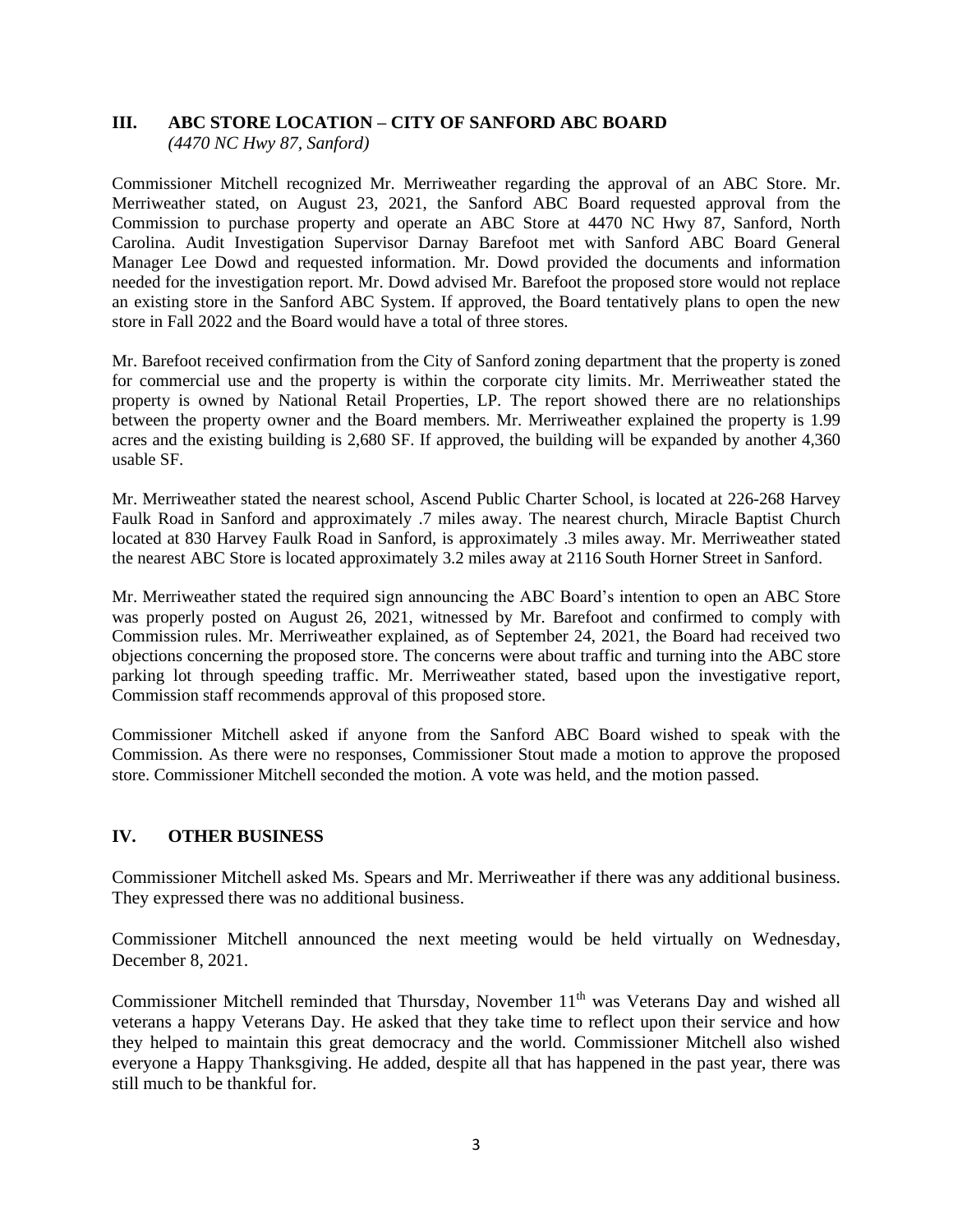## III. ABC STORE LOCATION – CITY OF SANFORD ABC BOARD

*(4470 NC Hwy 87, Sanford)*

Commissioner Mitchell recognized Mr. Merriweather regarding the approval of an ABC Store. Mr. Merriweather stated, on August 23, 2021, the Sanford ABC Board requested approval from the Commission to purchase property and operate an ABC Store at 4470 NC Hwy 87, Sanford, North Carolina. Audit Investigation Supervisor Darnay Barefoot met with Sanford ABC Board General Manager Lee Dowd and requested information. Mr. Dowd provided the documents and information needed for the investigation report. Mr. Dowd advised Mr. Barefoot the proposed store would not replace an existing store in the Sanford ABC System. If approved, the Board tentatively plans to open the new store in Fall 2022 and the Board would have a total of three stores.

Mr. Barefoot received confirmation from the City of Sanford zoning department that the property is zoned for commercial use and the property is within the corporate city limits. Mr. Merriweather stated the property is owned by National Retail Properties, LP. The report showed there are no relationships between the property owner and the Board members. Mr. Merriweather explained the property is 1.99 acres and the existing building is 2,680 SF. If approved, the building will be expanded by another 4,360 usable SF.

Mr. Merriweather stated the nearest school, Ascend Public Charter School, is located at 226-268 Harvey Faulk Road in Sanford and approximately .7 miles away. The nearest church, Miracle Baptist Church located at 830 Harvey Faulk Road in Sanford, is approximately .3 miles away. Mr. Merriweather stated the nearest ABC Store is located approximately 3.2 miles away at 2116 South Horner Street in Sanford.

Mr. Merriweather stated the required sign announcing the ABC Board's intention to open an ABC Store was properly posted on August 26, 2021, witnessed by Mr. Barefoot and confirmed to comply with Commission rules. Mr. Merriweather explained, as of September 24, 2021, the Board had received two objections concerning the proposed store. The concerns were about traffic and turning into the ABC store parking lot through speeding traffic. Mr. Merriweather stated, based upon the investigative report, Commission staff recommends approval of this proposed store.

Commissioner Mitchell asked if anyone from the Sanford ABC Board wished to speak with the Commission. As there were no responses, Commissioner Stout made a motion to approve the proposed store. Commissioner Mitchell seconded the motion. A vote was held, and the motion passed.

## IV. OTHER BUSINESS

Commissioner Mitchell asked Ms. Spears and Mr. Merriweather if there was any additional business. They expressed there was no additional business.

Commissioner Mitchell announced the next meeting would be held virtually on Wednesday, December 8, 2021.

Commissioner Mitchell reminded that Thursday, November 11th was Veterans Day and wished all veterans a happy Veterans Day. He asked that they take time to reflect upon their service and how they helped to maintain this great democracy and the world. Commissioner Mitchell also wished everyone a Happy Thanksgiving. He added, despite all that has happened in the past year, there was still much to be thankful for.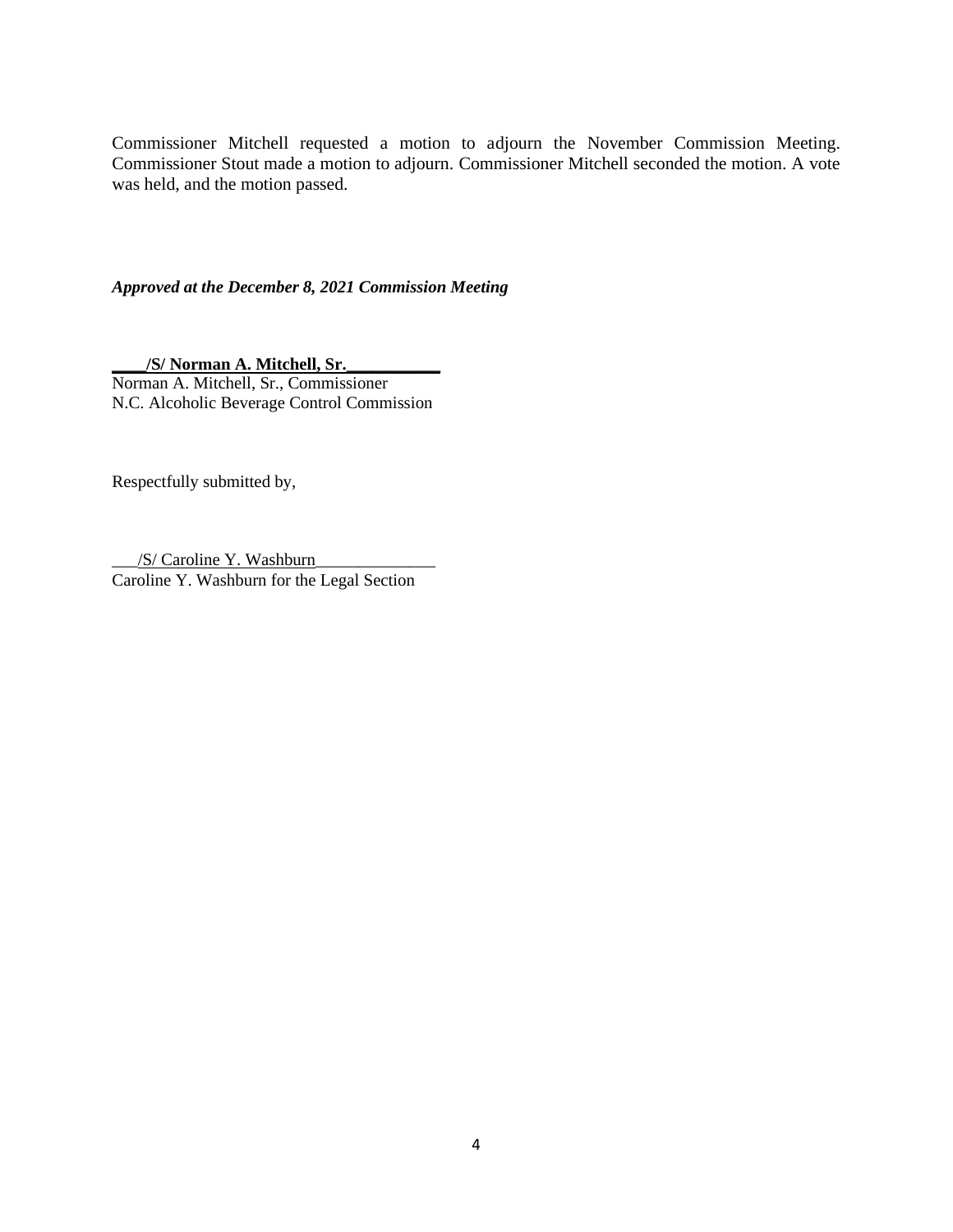Commissioner Mitchell requested a motion to adjourn the November Commission Meeting. Commissioner Stout made a motion to adjourn. Commissioner Mitchell seconded the motion. A vote was held, and the motion passed.

***Approved at the December 8, 2021 Commission Meeting***

**____/S/ Norman A. Mitchell, Sr.___________**
Norman A. Mitchell, Sr., Commissioner
N.C. Alcoholic Beverage Control Commission

Respectfully submitted by,

___/S/ Caroline Y. Washburn______________
Caroline Y. Washburn for the Legal Section